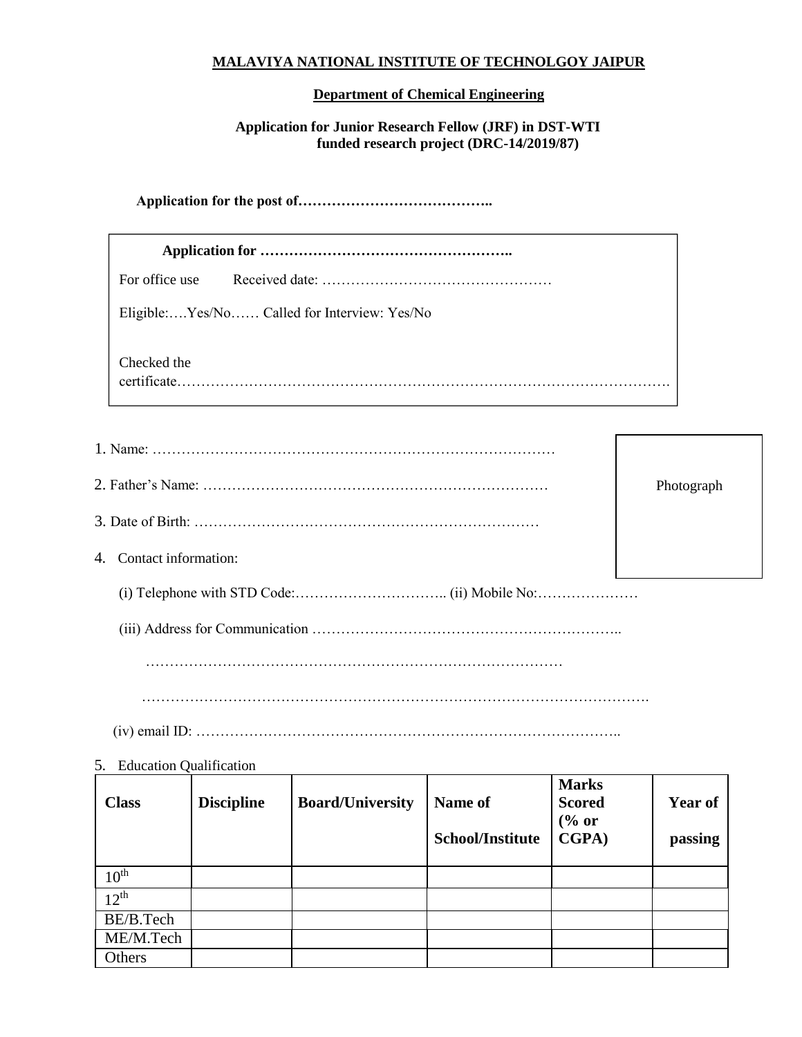**MALAVIYA NATIONAL INSTITUTE OF TECHNOLGOY JAIPUR**

**Department of Chemical Engineering**

**Application for Junior Research Fellow (JRF) in DST-WTI funded research project (DRC-14/2019/87)**

**Application for the post of…………………………………..**

**Application for ……………………………………………..**

For office use Received date: …………………………………………

Eligible:….Yes/No…… Called for Interview: Yes/No

Checked the certificate………………………………………………………………………………………….

Photograph

1. Name: …………………………………………………………………………
2. Father's Name: ………………………………………………………………
3. Date of Birth: ………………………………………………………………
4. Contact information:

   (i) Telephone with STD Code:………………………….. (ii) Mobile No:…………………

   (iii) Address for Communication ……………………………………………………..

   …………………………………………………………………………

   ……………………………………………………………………………………………

   (iv) email ID: ……………………………………………………………………………..

5. Education Qualification

| Class | Discipline | Board/University | Name of School/Institute | Marks Scored (% or CGPA) | Year of passing |
|---|---|---|---|---|---|
| 10th | | | | | |
| 12th | | | | | |
| BE/B.Tech | | | | | |
| ME/M.Tech | | | | | |
| Others | | | | | |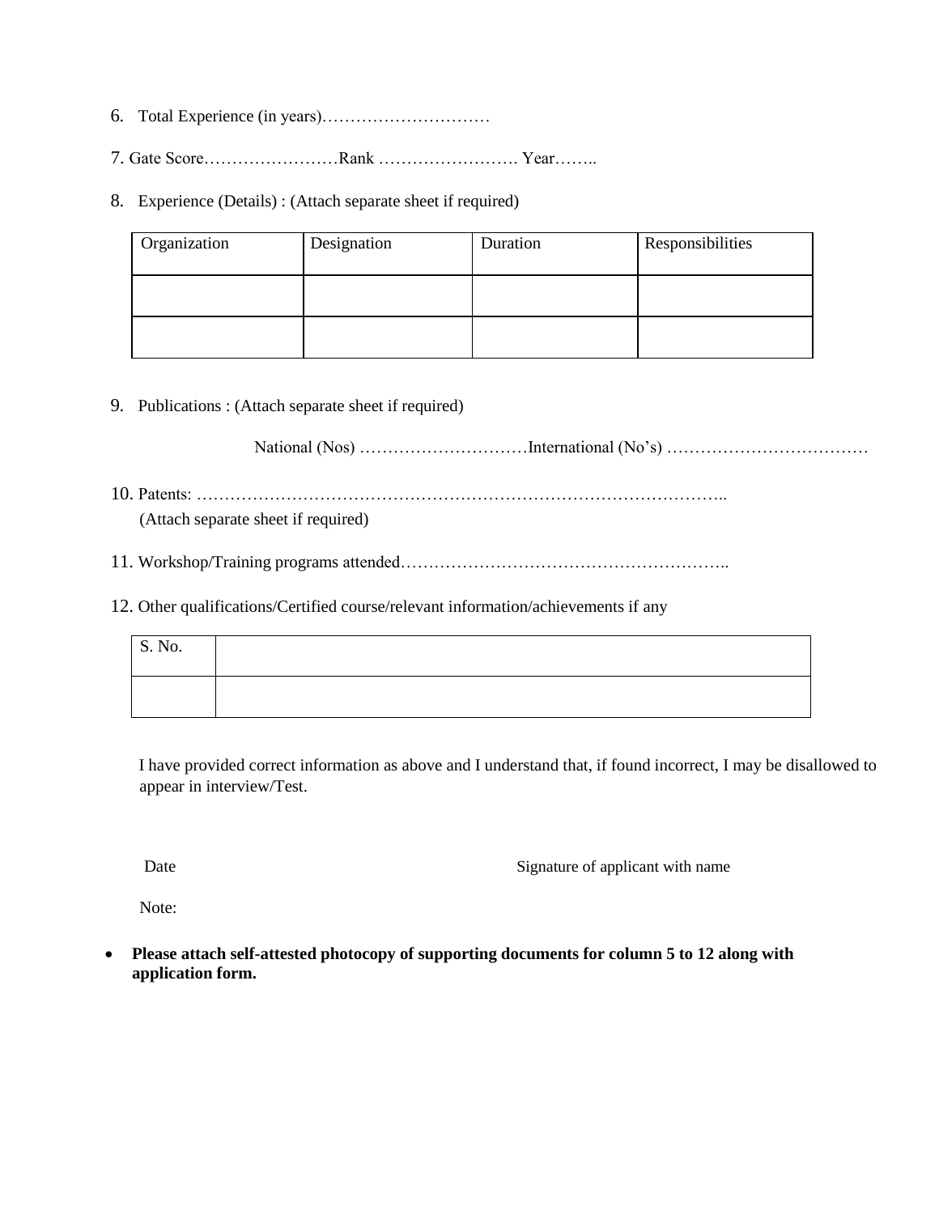6. Total Experience (in years)…………………………

7. Gate Score……………………Rank ……………………. Year……..

8. Experience (Details) : (Attach separate sheet if required)

| Organization | Designation | Duration | Responsibilities |
|---|---|---|---|
| | | | |
| | | | |

9. Publications : (Attach separate sheet if required)

National (Nos) …………………………International (No's) ………………………………

10. Patents: …………………………………………………………………………………..
(Attach separate sheet if required)

11. Workshop/Training programs attended…………………………………………………..

12. Other qualifications/Certified course/relevant information/achievements if any

| S. No. | |
|---|---|
| | |

I have provided correct information as above and I understand that, if found incorrect, I may be disallowed to appear in interview/Test.

Date                                                                                    Signature of applicant with name

Note:

- **Please attach self-attested photocopy of supporting documents for column 5 to 12 along with application form.**